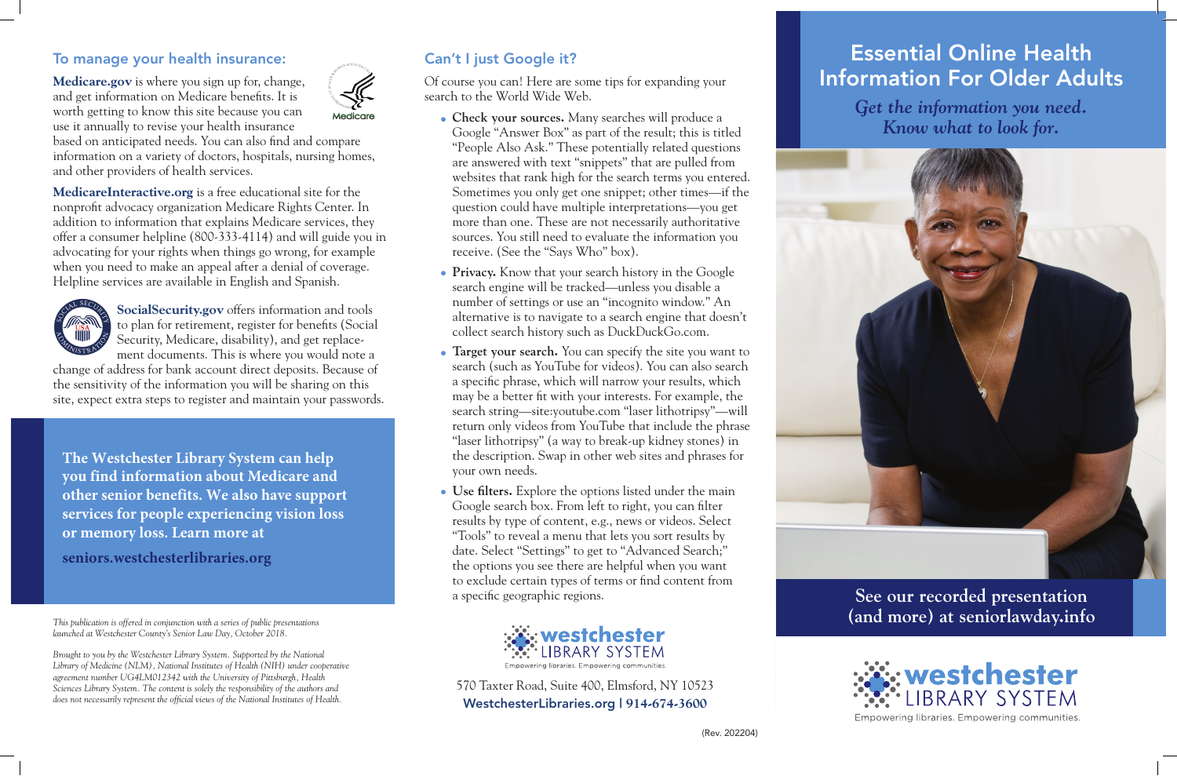## To manage your health insurance:

**Medicare.gov** is where you sign up for, change, and get information on Medicare benefits. It is worth getting to know this site because you can use it annually to revise your health insurance based on anticipated needs. You can also find and compare information on a variety of doctors, hospitals, nursing homes, and other providers of health services.

**MedicareInteractive.org** is a free educational site for the nonprofit advocacy organization Medicare Rights Center. In addition to information that explains Medicare services, they offer a consumer helpline (800-333-4114) and will guide you in advocating for your rights when things go wrong, for example when you need to make an appeal after a denial of coverage. Helpline services are available in English and Spanish.

**SocialSecurity.gov** offers information and tools to plan for retirement, register for benefits (Social Security, Medicare, disability), and get replacement documents. This is where you would note a change of address for bank account direct deposits. Because of the sensitivity of the information you will be sharing on this site, expect extra steps to register and maintain your passwords.

**The Westchester Library System can help you find information about Medicare and other senior benefits. We also have support services for people experiencing vision loss or memory loss. Learn more at**

**seniors.westchesterlibraries.org**

*This publication is offered in conjunction with a series of public presentations launched at Westchester County's Senior Law Day, October 2018.*

*Brought to you by the Westchester Library System. Supported by the National Library of Medicine (NLM), National Institutes of Health (NIH) under cooperative agreement number UG4LM012342 with the University of Pittsburgh, Health Sciences Library System. The content is solely the responsibility of the authors and does not necessarily represent the official views of the National Institutes of Health.*

## Can't I just Google it?

Of course you can! Here are some tips for expanding your search to the World Wide Web.

- **Check your sources.** Many searches will produce a Google "Answer Box" as part of the result; this is titled "People Also Ask." These potentially related questions are answered with text "snippets" that are pulled from websites that rank high for the search terms you entered. Sometimes you only get one snippet; other times—if the question could have multiple interpretations—you get more than one. These are not necessarily authoritative sources. You still need to evaluate the information you receive. (See the "Says Who" box).
- **Privacy.** Know that your search history in the Google search engine will be tracked—unless you disable a number of settings or use an "incognito window." An alternative is to navigate to a search engine that doesn't collect search history such as DuckDuckGo.com.
- **Target your search.** You can specify the site you want to search (such as YouTube for videos). You can also search a specific phrase, which will narrow your results, which may be a better fit with your interests. For example, the search string—site:youtube.com "laser lithotripsy"—will return only videos from YouTube that include the phrase "laser lithotripsy" (a way to break-up kidney stones) in the description. Swap in other web sites and phrases for your own needs.
- **Use filters.** Explore the options listed under the main Google search box. From left to right, you can filter results by type of content, e.g., news or videos. Select "Tools" to reveal a menu that lets you sort results by date. Select "Settings" to get to "Advanced Search;" the options you see there are helpful when you want to exclude certain types of terms or find content from a specific geographic regions.

westchester LIBRARY SYSTEM
Empowering libraries. Empowering communities.

570 Taxter Road, Suite 400, Elmsford, NY 10523
**WestchesterLibraries.org | 914-674-3600**

(Rev. 202204)

# Essential Online Health Information For Older Adults

*Get the information you need. Know what to look for.*

**See our recorded presentation (and more) at seniorlawday.info**

westchester LIBRARY SYSTEM
Empowering libraries. Empowering communities.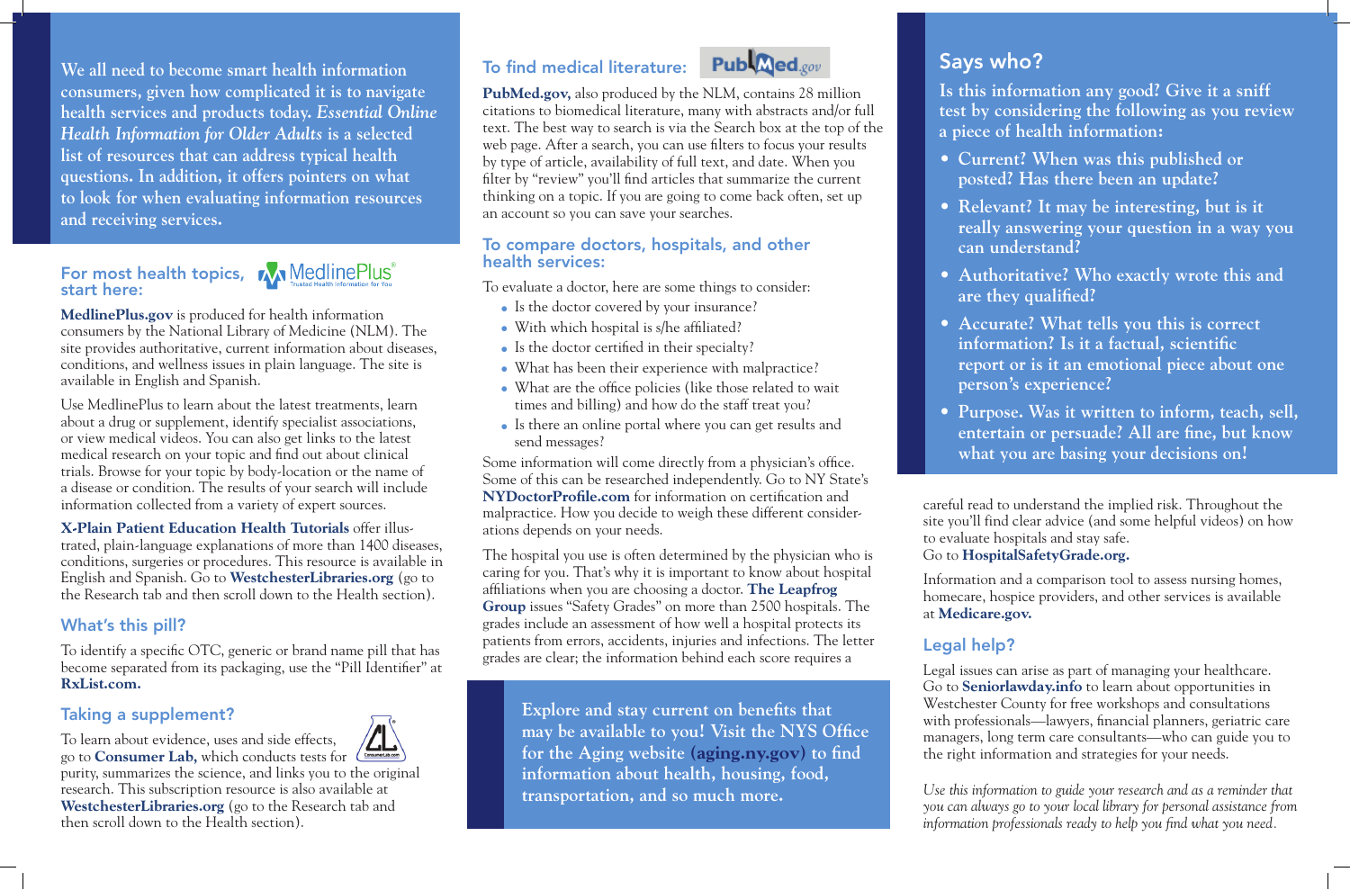We all need to become smart health information consumers, given how complicated it is to navigate health services and products today. *Essential Online Health Information for Older Adults* is a selected list of resources that can address typical health questions. In addition, it offers pointers on what to look for when evaluating information resources and receiving services.

## For most health topics, start here:

MedlinePlus
Trusted Health Information for You

**MedlinePlus.gov** is produced for health information consumers by the National Library of Medicine (NLM). The site provides authoritative, current information about diseases, conditions, and wellness issues in plain language. The site is available in English and Spanish.

Use MedlinePlus to learn about the latest treatments, learn about a drug or supplement, identify specialist associations, or view medical videos. You can also get links to the latest medical research on your topic and find out about clinical trials. Browse for your topic by body-location or the name of a disease or condition. The results of your search will include information collected from a variety of expert sources.

**X-Plain Patient Education Health Tutorials** offer illustrated, plain-language explanations of more than 1400 diseases, conditions, surgeries or procedures. This resource is available in English and Spanish. Go to **WestchesterLibraries.org** (go to the Research tab and then scroll down to the Health section).

## What's this pill?

To identify a specific OTC, generic or brand name pill that has become separated from its packaging, use the "Pill Identifier" at **RxList.com.**

## Taking a supplement?

To learn about evidence, uses and side effects, go to **Consumer Lab,** which conducts tests for purity, summarizes the science, and links you to the original research. This subscription resource is also available at **WestchesterLibraries.org** (go to the Research tab and then scroll down to the Health section).

## To find medical literature:

PubMed.gov

**PubMed.gov,** also produced by the NLM, contains 28 million citations to biomedical literature, many with abstracts and/or full text. The best way to search is via the Search box at the top of the web page. After a search, you can use filters to focus your results by type of article, availability of full text, and date. When you filter by "review" you'll find articles that summarize the current thinking on a topic. If you are going to come back often, set up an account so you can save your searches.

## To compare doctors, hospitals, and other health services:

To evaluate a doctor, here are some things to consider:

- Is the doctor covered by your insurance?
- With which hospital is s/he affiliated?
- Is the doctor certified in their specialty?
- What has been their experience with malpractice?
- What are the office policies (like those related to wait times and billing) and how do the staff treat you?
- Is there an online portal where you can get results and send messages?

Some information will come directly from a physician's office. Some of this can be researched independently. Go to NY State's **NYDoctorProfile.com** for information on certification and malpractice. How you decide to weigh these different considerations depends on your needs.

The hospital you use is often determined by the physician who is caring for you. That's why it is important to know about hospital affiliations when you are choosing a doctor. **The Leapfrog Group** issues "Safety Grades" on more than 2500 hospitals. The grades include an assessment of how well a hospital protects its patients from errors, accidents, injuries and infections. The letter grades are clear; the information behind each score requires a careful read to understand the implied risk. Throughout the site you'll find clear advice (and some helpful videos) on how to evaluate hospitals and stay safe. Go to **HospitalSafetyGrade.org.**

Information and a comparison tool to assess nursing homes, homecare, hospice providers, and other services is available at **Medicare.gov.**

Explore and stay current on benefits that may be available to you! Visit the NYS Office for the Aging website **(aging.ny.gov)** to find information about health, housing, food, transportation, and so much more.

## Says who?

Is this information any good? Give it a sniff test by considering the following as you review a piece of health information:

- Current? When was this published or posted? Has there been an update?
- Relevant? It may be interesting, but is it really answering your question in a way you can understand?
- Authoritative? Who exactly wrote this and are they qualified?
- Accurate? What tells you this is correct information? Is it a factual, scientific report or is it an emotional piece about one person's experience?
- Purpose. Was it written to inform, teach, sell, entertain or persuade? All are fine, but know what you are basing your decisions on!

## Legal help?

Legal issues can arise as part of managing your healthcare. Go to **Seniorlawday.info** to learn about opportunities in Westchester County for free workshops and consultations with professionals—lawyers, financial planners, geriatric care managers, long term care consultants—who can guide you to the right information and strategies for your needs.

*Use this information to guide your research and as a reminder that you can always go to your local library for personal assistance from information professionals ready to help you find what you need.*